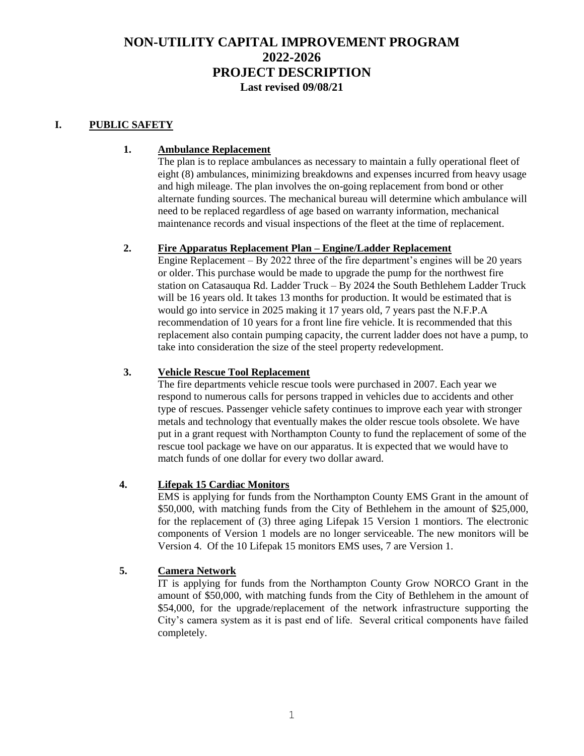# NON-UTILITY CAPITAL IMPROVEMENT PROGRAM
# 2022-2026
# PROJECT DESCRIPTION
**Last revised 09/08/21**

## I. PUBLIC SAFETY

### 1. Ambulance Replacement

The plan is to replace ambulances as necessary to maintain a fully operational fleet of eight (8) ambulances, minimizing breakdowns and expenses incurred from heavy usage and high mileage. The plan involves the on-going replacement from bond or other alternate funding sources. The mechanical bureau will determine which ambulance will need to be replaced regardless of age based on warranty information, mechanical maintenance records and visual inspections of the fleet at the time of replacement.

### 2. Fire Apparatus Replacement Plan – Engine/Ladder Replacement

Engine Replacement – By 2022 three of the fire department's engines will be 20 years or older. This purchase would be made to upgrade the pump for the northwest fire station on Catasauqua Rd. Ladder Truck – By 2024 the South Bethlehem Ladder Truck will be 16 years old. It takes 13 months for production. It would be estimated that is would go into service in 2025 making it 17 years old, 7 years past the N.F.P.A recommendation of 10 years for a front line fire vehicle. It is recommended that this replacement also contain pumping capacity, the current ladder does not have a pump, to take into consideration the size of the steel property redevelopment.

### 3. Vehicle Rescue Tool Replacement

The fire departments vehicle rescue tools were purchased in 2007. Each year we respond to numerous calls for persons trapped in vehicles due to accidents and other type of rescues. Passenger vehicle safety continues to improve each year with stronger metals and technology that eventually makes the older rescue tools obsolete. We have put in a grant request with Northampton County to fund the replacement of some of the rescue tool package we have on our apparatus. It is expected that we would have to match funds of one dollar for every two dollar award.

### 4. Lifepak 15 Cardiac Monitors

EMS is applying for funds from the Northampton County EMS Grant in the amount of $50,000, with matching funds from the City of Bethlehem in the amount of $25,000, for the replacement of (3) three aging Lifepak 15 Version 1 montiors. The electronic components of Version 1 models are no longer serviceable. The new monitors will be Version 4. Of the 10 Lifepak 15 monitors EMS uses, 7 are Version 1.

### 5. Camera Network

IT is applying for funds from the Northampton County Grow NORCO Grant in the amount of $50,000, with matching funds from the City of Bethlehem in the amount of $54,000, for the upgrade/replacement of the network infrastructure supporting the City's camera system as it is past end of life. Several critical components have failed completely.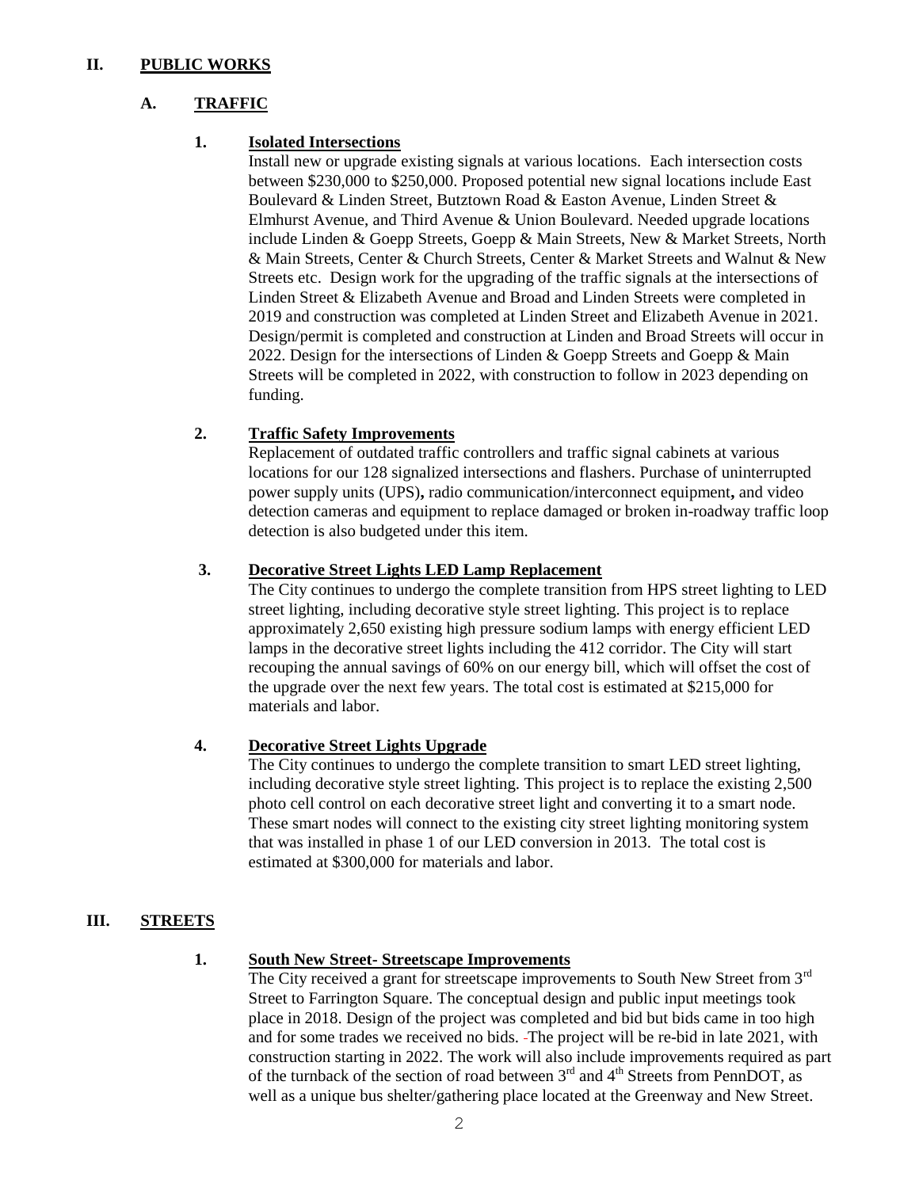## II. PUBLIC WORKS

### A. TRAFFIC

#### 1. Isolated Intersections

Install new or upgrade existing signals at various locations. Each intersection costs between $230,000 to $250,000. Proposed potential new signal locations include East Boulevard & Linden Street, Butztown Road & Easton Avenue, Linden Street & Elmhurst Avenue, and Third Avenue & Union Boulevard. Needed upgrade locations include Linden & Goepp Streets, Goepp & Main Streets, New & Market Streets, North & Main Streets, Center & Church Streets, Center & Market Streets and Walnut & New Streets etc. Design work for the upgrading of the traffic signals at the intersections of Linden Street & Elizabeth Avenue and Broad and Linden Streets were completed in 2019 and construction was completed at Linden Street and Elizabeth Avenue in 2021. Design/permit is completed and construction at Linden and Broad Streets will occur in 2022. Design for the intersections of Linden & Goepp Streets and Goepp & Main Streets will be completed in 2022, with construction to follow in 2023 depending on funding.

#### 2. Traffic Safety Improvements

Replacement of outdated traffic controllers and traffic signal cabinets at various locations for our 128 signalized intersections and flashers. Purchase of uninterrupted power supply units (UPS), radio communication/interconnect equipment, and video detection cameras and equipment to replace damaged or broken in-roadway traffic loop detection is also budgeted under this item.

#### 3. Decorative Street Lights LED Lamp Replacement

The City continues to undergo the complete transition from HPS street lighting to LED street lighting, including decorative style street lighting. This project is to replace approximately 2,650 existing high pressure sodium lamps with energy efficient LED lamps in the decorative street lights including the 412 corridor. The City will start recouping the annual savings of 60% on our energy bill, which will offset the cost of the upgrade over the next few years. The total cost is estimated at $215,000 for materials and labor.

#### 4. Decorative Street Lights Upgrade

The City continues to undergo the complete transition to smart LED street lighting, including decorative style street lighting. This project is to replace the existing 2,500 photo cell control on each decorative street light and converting it to a smart node. These smart nodes will connect to the existing city street lighting monitoring system that was installed in phase 1 of our LED conversion in 2013. The total cost is estimated at $300,000 for materials and labor.

## III. STREETS

#### 1. South New Street- Streetscape Improvements

The City received a grant for streetscape improvements to South New Street from 3rd Street to Farrington Square. The conceptual design and public input meetings took place in 2018. Design of the project was completed and bid but bids came in too high and for some trades we received no bids. The project will be re-bid in late 2021, with construction starting in 2022. The work will also include improvements required as part of the turnback of the section of road between 3rd and 4th Streets from PennDOT, as well as a unique bus shelter/gathering place located at the Greenway and New Street.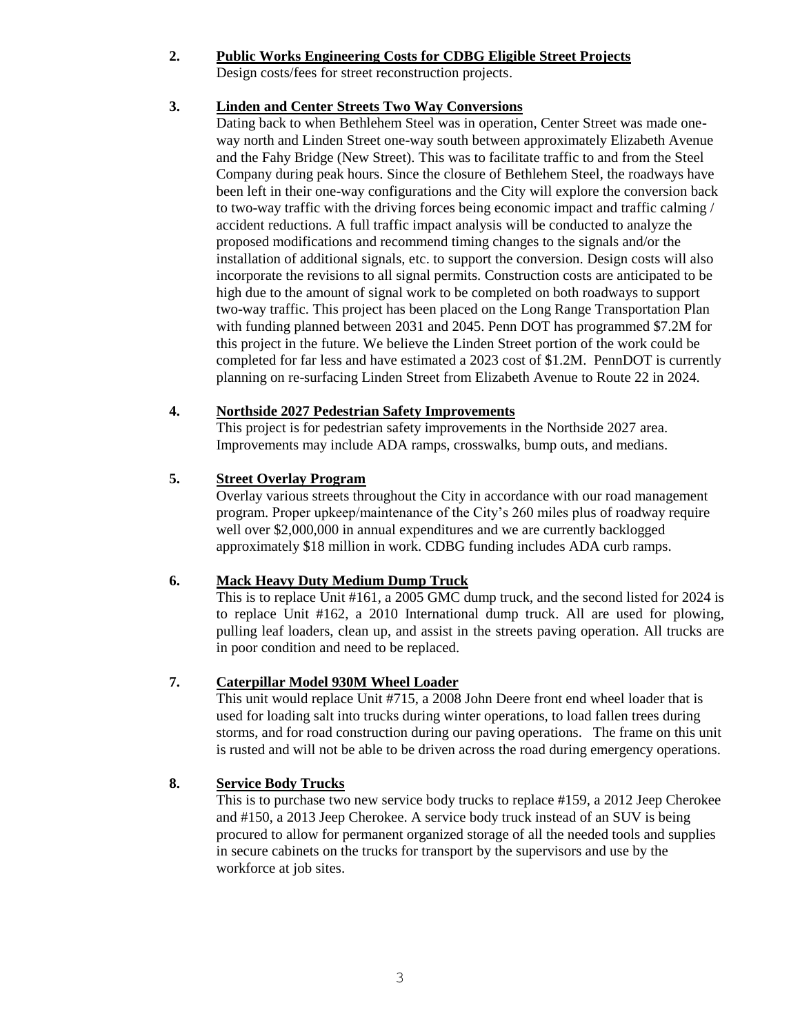**2. Public Works Engineering Costs for CDBG Eligible Street Projects**

Design costs/fees for street reconstruction projects.

**3. Linden and Center Streets Two Way Conversions**

Dating back to when Bethlehem Steel was in operation, Center Street was made one-way north and Linden Street one-way south between approximately Elizabeth Avenue and the Fahy Bridge (New Street). This was to facilitate traffic to and from the Steel Company during peak hours. Since the closure of Bethlehem Steel, the roadways have been left in their one-way configurations and the City will explore the conversion back to two-way traffic with the driving forces being economic impact and traffic calming / accident reductions. A full traffic impact analysis will be conducted to analyze the proposed modifications and recommend timing changes to the signals and/or the installation of additional signals, etc. to support the conversion. Design costs will also incorporate the revisions to all signal permits. Construction costs are anticipated to be high due to the amount of signal work to be completed on both roadways to support two-way traffic. This project has been placed on the Long Range Transportation Plan with funding planned between 2031 and 2045. Penn DOT has programmed $7.2M for this project in the future. We believe the Linden Street portion of the work could be completed for far less and have estimated a 2023 cost of $1.2M. PennDOT is currently planning on re-surfacing Linden Street from Elizabeth Avenue to Route 22 in 2024.

**4. Northside 2027 Pedestrian Safety Improvements**

This project is for pedestrian safety improvements in the Northside 2027 area. Improvements may include ADA ramps, crosswalks, bump outs, and medians.

**5. Street Overlay Program**

Overlay various streets throughout the City in accordance with our road management program. Proper upkeep/maintenance of the City's 260 miles plus of roadway require well over $2,000,000 in annual expenditures and we are currently backlogged approximately $18 million in work. CDBG funding includes ADA curb ramps.

**6. Mack Heavy Duty Medium Dump Truck**

This is to replace Unit #161, a 2005 GMC dump truck, and the second listed for 2024 is to replace Unit #162, a 2010 International dump truck. All are used for plowing, pulling leaf loaders, clean up, and assist in the streets paving operation. All trucks are in poor condition and need to be replaced.

**7. Caterpillar Model 930M Wheel Loader**

This unit would replace Unit #715, a 2008 John Deere front end wheel loader that is used for loading salt into trucks during winter operations, to load fallen trees during storms, and for road construction during our paving operations. The frame on this unit is rusted and will not be able to be driven across the road during emergency operations.

**8. Service Body Trucks**

This is to purchase two new service body trucks to replace #159, a 2012 Jeep Cherokee and #150, a 2013 Jeep Cherokee. A service body truck instead of an SUV is being procured to allow for permanent organized storage of all the needed tools and supplies in secure cabinets on the trucks for transport by the supervisors and use by the workforce at job sites.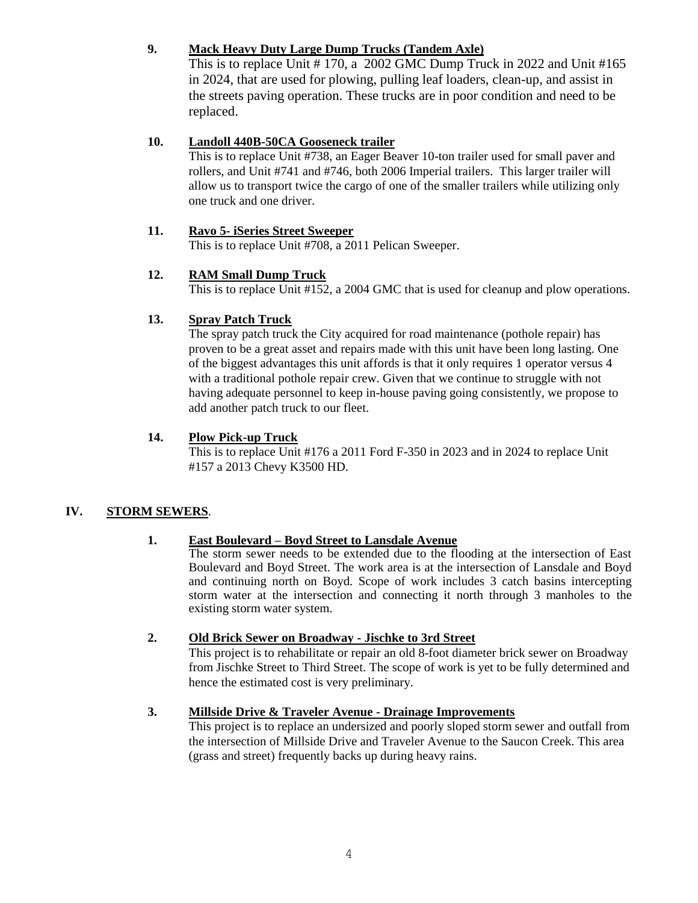9. **Mack Heavy Duty Large Dump Trucks (Tandem Axle)**
   This is to replace Unit # 170, a 2002 GMC Dump Truck in 2022 and Unit #165 in 2024, that are used for plowing, pulling leaf loaders, clean-up, and assist in the streets paving operation. These trucks are in poor condition and need to be replaced.

10. **Landoll 440B-50CA Gooseneck trailer**
    This is to replace Unit #738, an Eager Beaver 10-ton trailer used for small paver and rollers, and Unit #741 and #746, both 2006 Imperial trailers. This larger trailer will allow us to transport twice the cargo of one of the smaller trailers while utilizing only one truck and one driver.

11. **Ravo 5- iSeries Street Sweeper**
    This is to replace Unit #708, a 2011 Pelican Sweeper.

12. **RAM Small Dump Truck**
    This is to replace Unit #152, a 2004 GMC that is used for cleanup and plow operations.

13. **Spray Patch Truck**
    The spray patch truck the City acquired for road maintenance (pothole repair) has proven to be a great asset and repairs made with this unit have been long lasting. One of the biggest advantages this unit affords is that it only requires 1 operator versus 4 with a traditional pothole repair crew. Given that we continue to struggle with not having adequate personnel to keep in-house paving going consistently, we propose to add another patch truck to our fleet.

14. **Plow Pick-up Truck**
    This is to replace Unit #176 a 2011 Ford F-350 in 2023 and in 2024 to replace Unit #157 a 2013 Chevy K3500 HD.

## IV. STORM SEWERS.

1. **East Boulevard – Boyd Street to Lansdale Avenue**
   The storm sewer needs to be extended due to the flooding at the intersection of East Boulevard and Boyd Street. The work area is at the intersection of Lansdale and Boyd and continuing north on Boyd. Scope of work includes 3 catch basins intercepting storm water at the intersection and connecting it north through 3 manholes to the existing storm water system.

2. **Old Brick Sewer on Broadway - Jischke to 3rd Street**
   This project is to rehabilitate or repair an old 8-foot diameter brick sewer on Broadway from Jischke Street to Third Street. The scope of work is yet to be fully determined and hence the estimated cost is very preliminary.

3. **Millside Drive & Traveler Avenue - Drainage Improvements**
   This project is to replace an undersized and poorly sloped storm sewer and outfall from the intersection of Millside Drive and Traveler Avenue to the Saucon Creek. This area (grass and street) frequently backs up during heavy rains.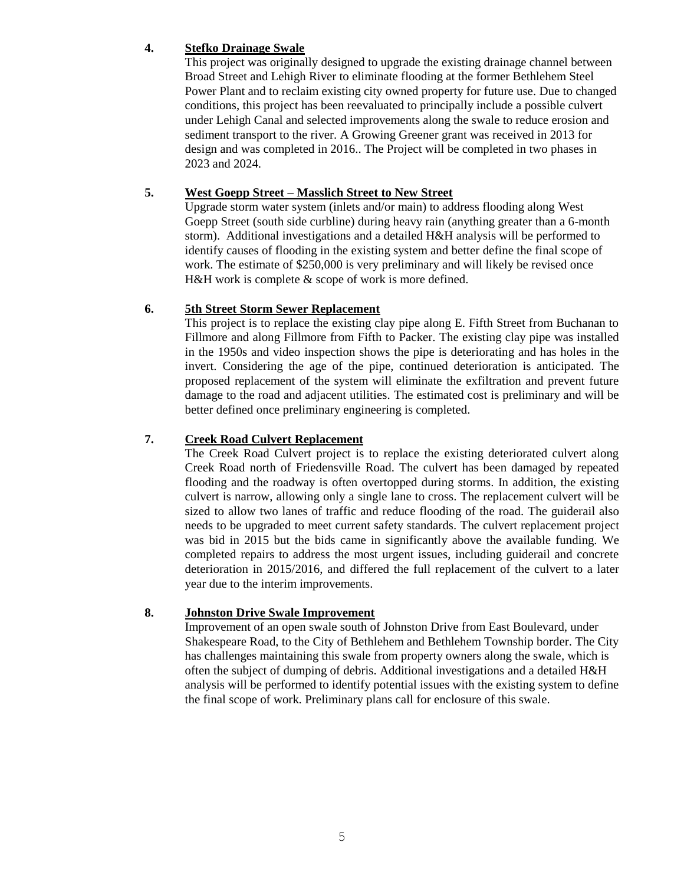4. **Stefko Drainage Swale**

This project was originally designed to upgrade the existing drainage channel between Broad Street and Lehigh River to eliminate flooding at the former Bethlehem Steel Power Plant and to reclaim existing city owned property for future use. Due to changed conditions, this project has been reevaluated to principally include a possible culvert under Lehigh Canal and selected improvements along the swale to reduce erosion and sediment transport to the river. A Growing Greener grant was received in 2013 for design and was completed in 2016.. The Project will be completed in two phases in 2023 and 2024.

5. **West Goepp Street – Masslich Street to New Street**

Upgrade storm water system (inlets and/or main) to address flooding along West Goepp Street (south side curbline) during heavy rain (anything greater than a 6-month storm). Additional investigations and a detailed H&H analysis will be performed to identify causes of flooding in the existing system and better define the final scope of work. The estimate of $250,000 is very preliminary and will likely be revised once H&H work is complete & scope of work is more defined.

6. **5th Street Storm Sewer Replacement**

This project is to replace the existing clay pipe along E. Fifth Street from Buchanan to Fillmore and along Fillmore from Fifth to Packer. The existing clay pipe was installed in the 1950s and video inspection shows the pipe is deteriorating and has holes in the invert. Considering the age of the pipe, continued deterioration is anticipated. The proposed replacement of the system will eliminate the exfiltration and prevent future damage to the road and adjacent utilities. The estimated cost is preliminary and will be better defined once preliminary engineering is completed.

7. **Creek Road Culvert Replacement**

The Creek Road Culvert project is to replace the existing deteriorated culvert along Creek Road north of Friedensville Road. The culvert has been damaged by repeated flooding and the roadway is often overtopped during storms. In addition, the existing culvert is narrow, allowing only a single lane to cross. The replacement culvert will be sized to allow two lanes of traffic and reduce flooding of the road. The guiderail also needs to be upgraded to meet current safety standards. The culvert replacement project was bid in 2015 but the bids came in significantly above the available funding. We completed repairs to address the most urgent issues, including guiderail and concrete deterioration in 2015/2016, and differed the full replacement of the culvert to a later year due to the interim improvements.

8. **Johnston Drive Swale Improvement**

Improvement of an open swale south of Johnston Drive from East Boulevard, under Shakespeare Road, to the City of Bethlehem and Bethlehem Township border. The City has challenges maintaining this swale from property owners along the swale, which is often the subject of dumping of debris. Additional investigations and a detailed H&H analysis will be performed to identify potential issues with the existing system to define the final scope of work. Preliminary plans call for enclosure of this swale.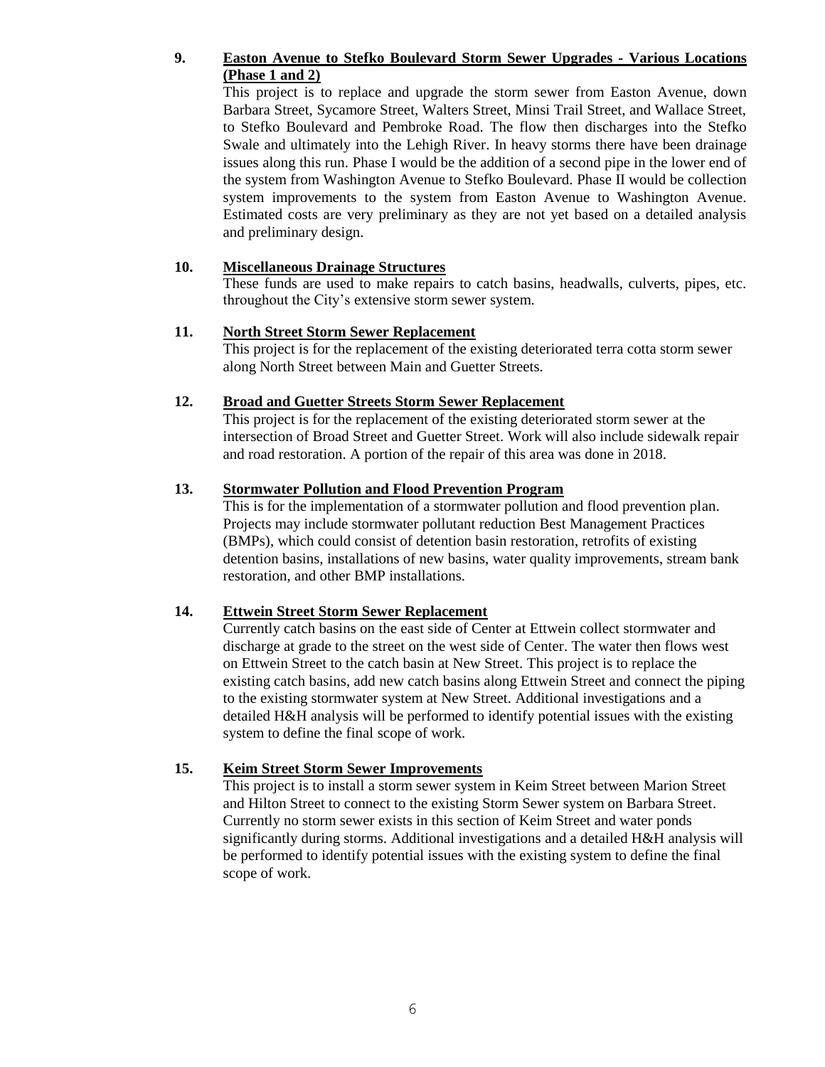**9. Easton Avenue to Stefko Boulevard Storm Sewer Upgrades - Various Locations (Phase 1 and 2)**

This project is to replace and upgrade the storm sewer from Easton Avenue, down Barbara Street, Sycamore Street, Walters Street, Minsi Trail Street, and Wallace Street, to Stefko Boulevard and Pembroke Road. The flow then discharges into the Stefko Swale and ultimately into the Lehigh River. In heavy storms there have been drainage issues along this run. Phase I would be the addition of a second pipe in the lower end of the system from Washington Avenue to Stefko Boulevard. Phase II would be collection system improvements to the system from Easton Avenue to Washington Avenue. Estimated costs are very preliminary as they are not yet based on a detailed analysis and preliminary design.

**10. Miscellaneous Drainage Structures**

These funds are used to make repairs to catch basins, headwalls, culverts, pipes, etc. throughout the City's extensive storm sewer system.

**11. North Street Storm Sewer Replacement**

This project is for the replacement of the existing deteriorated terra cotta storm sewer along North Street between Main and Guetter Streets.

**12. Broad and Guetter Streets Storm Sewer Replacement**

This project is for the replacement of the existing deteriorated storm sewer at the intersection of Broad Street and Guetter Street. Work will also include sidewalk repair and road restoration. A portion of the repair of this area was done in 2018.

**13. Stormwater Pollution and Flood Prevention Program**

This is for the implementation of a stormwater pollution and flood prevention plan. Projects may include stormwater pollutant reduction Best Management Practices (BMPs), which could consist of detention basin restoration, retrofits of existing detention basins, installations of new basins, water quality improvements, stream bank restoration, and other BMP installations.

**14. Ettwein Street Storm Sewer Replacement**

Currently catch basins on the east side of Center at Ettwein collect stormwater and discharge at grade to the street on the west side of Center. The water then flows west on Ettwein Street to the catch basin at New Street. This project is to replace the existing catch basins, add new catch basins along Ettwein Street and connect the piping to the existing stormwater system at New Street. Additional investigations and a detailed H&H analysis will be performed to identify potential issues with the existing system to define the final scope of work.

**15. Keim Street Storm Sewer Improvements**

This project is to install a storm sewer system in Keim Street between Marion Street and Hilton Street to connect to the existing Storm Sewer system on Barbara Street. Currently no storm sewer exists in this section of Keim Street and water ponds significantly during storms. Additional investigations and a detailed H&H analysis will be performed to identify potential issues with the existing system to define the final scope of work.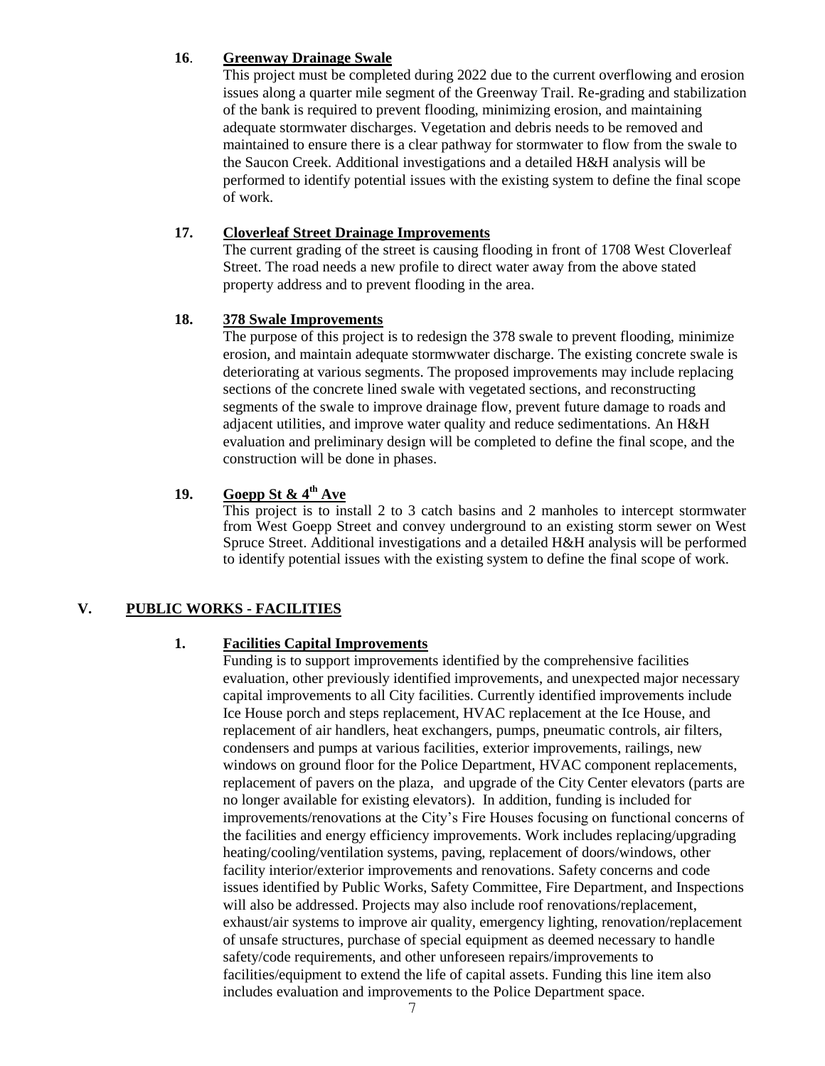**16. Greenway Drainage Swale**

This project must be completed during 2022 due to the current overflowing and erosion issues along a quarter mile segment of the Greenway Trail. Re-grading and stabilization of the bank is required to prevent flooding, minimizing erosion, and maintaining adequate stormwater discharges. Vegetation and debris needs to be removed and maintained to ensure there is a clear pathway for stormwater to flow from the swale to the Saucon Creek. Additional investigations and a detailed H&H analysis will be performed to identify potential issues with the existing system to define the final scope of work.

**17. Cloverleaf Street Drainage Improvements**

The current grading of the street is causing flooding in front of 1708 West Cloverleaf Street. The road needs a new profile to direct water away from the above stated property address and to prevent flooding in the area.

**18. 378 Swale Improvements**

The purpose of this project is to redesign the 378 swale to prevent flooding, minimize erosion, and maintain adequate stormwwater discharge. The existing concrete swale is deteriorating at various segments. The proposed improvements may include replacing sections of the concrete lined swale with vegetated sections, and reconstructing segments of the swale to improve drainage flow, prevent future damage to roads and adjacent utilities, and improve water quality and reduce sedimentations. An H&H evaluation and preliminary design will be completed to define the final scope, and the construction will be done in phases.

**19. Goepp St & 4th Ave**

This project is to install 2 to 3 catch basins and 2 manholes to intercept stormwater from West Goepp Street and convey underground to an existing storm sewer on West Spruce Street. Additional investigations and a detailed H&H analysis will be performed to identify potential issues with the existing system to define the final scope of work.

## V. PUBLIC WORKS - FACILITIES

**1. Facilities Capital Improvements**

Funding is to support improvements identified by the comprehensive facilities evaluation, other previously identified improvements, and unexpected major necessary capital improvements to all City facilities. Currently identified improvements include Ice House porch and steps replacement, HVAC replacement at the Ice House, and replacement of air handlers, heat exchangers, pumps, pneumatic controls, air filters, condensers and pumps at various facilities, exterior improvements, railings, new windows on ground floor for the Police Department, HVAC component replacements, replacement of pavers on the plaza, and upgrade of the City Center elevators (parts are no longer available for existing elevators). In addition, funding is included for improvements/renovations at the City's Fire Houses focusing on functional concerns of the facilities and energy efficiency improvements. Work includes replacing/upgrading heating/cooling/ventilation systems, paving, replacement of doors/windows, other facility interior/exterior improvements and renovations. Safety concerns and code issues identified by Public Works, Safety Committee, Fire Department, and Inspections will also be addressed. Projects may also include roof renovations/replacement, exhaust/air systems to improve air quality, emergency lighting, renovation/replacement of unsafe structures, purchase of special equipment as deemed necessary to handle safety/code requirements, and other unforeseen repairs/improvements to facilities/equipment to extend the life of capital assets. Funding this line item also includes evaluation and improvements to the Police Department space.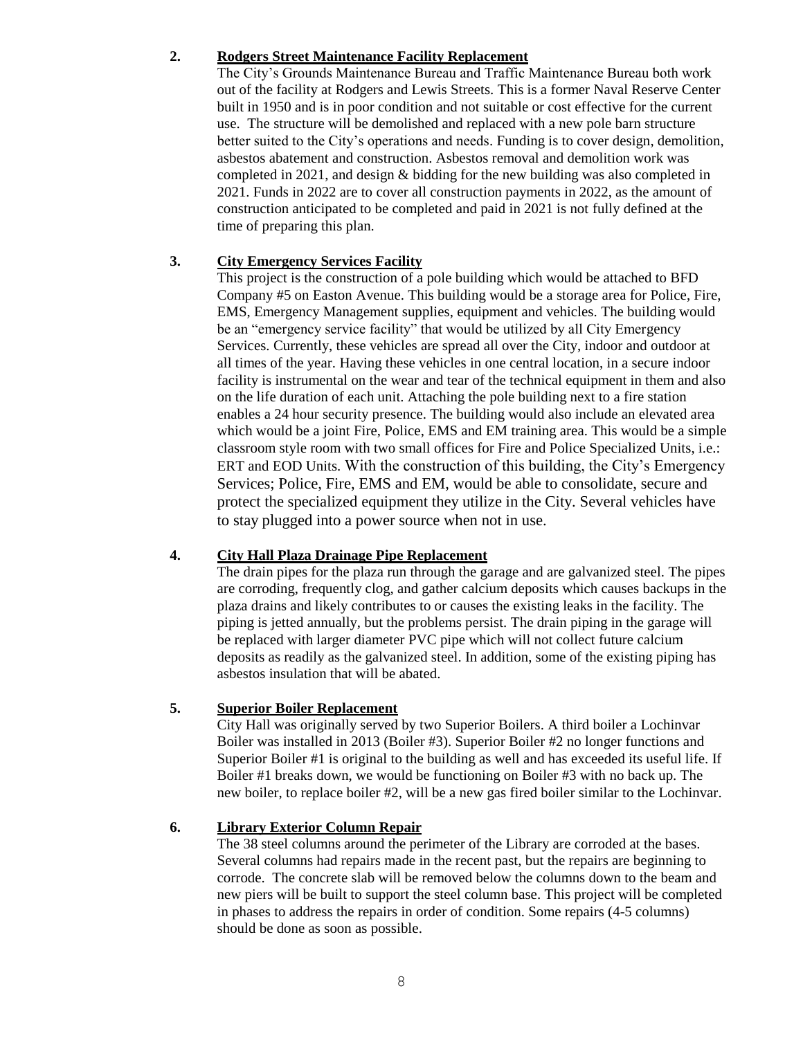2. **Rodgers Street Maintenance Facility Replacement**

   The City's Grounds Maintenance Bureau and Traffic Maintenance Bureau both work out of the facility at Rodgers and Lewis Streets. This is a former Naval Reserve Center built in 1950 and is in poor condition and not suitable or cost effective for the current use. The structure will be demolished and replaced with a new pole barn structure better suited to the City's operations and needs. Funding is to cover design, demolition, asbestos abatement and construction. Asbestos removal and demolition work was completed in 2021, and design & bidding for the new building was also completed in 2021. Funds in 2022 are to cover all construction payments in 2022, as the amount of construction anticipated to be completed and paid in 2021 is not fully defined at the time of preparing this plan.

3. **City Emergency Services Facility**

   This project is the construction of a pole building which would be attached to BFD Company #5 on Easton Avenue. This building would be a storage area for Police, Fire, EMS, Emergency Management supplies, equipment and vehicles. The building would be an "emergency service facility" that would be utilized by all City Emergency Services. Currently, these vehicles are spread all over the City, indoor and outdoor at all times of the year. Having these vehicles in one central location, in a secure indoor facility is instrumental on the wear and tear of the technical equipment in them and also on the life duration of each unit. Attaching the pole building next to a fire station enables a 24 hour security presence. The building would also include an elevated area which would be a joint Fire, Police, EMS and EM training area. This would be a simple classroom style room with two small offices for Fire and Police Specialized Units, i.e.: ERT and EOD Units. With the construction of this building, the City's Emergency Services; Police, Fire, EMS and EM, would be able to consolidate, secure and protect the specialized equipment they utilize in the City. Several vehicles have to stay plugged into a power source when not in use.

4. **City Hall Plaza Drainage Pipe Replacement**

   The drain pipes for the plaza run through the garage and are galvanized steel. The pipes are corroding, frequently clog, and gather calcium deposits which causes backups in the plaza drains and likely contributes to or causes the existing leaks in the facility. The piping is jetted annually, but the problems persist. The drain piping in the garage will be replaced with larger diameter PVC pipe which will not collect future calcium deposits as readily as the galvanized steel. In addition, some of the existing piping has asbestos insulation that will be abated.

5. **Superior Boiler Replacement**

   City Hall was originally served by two Superior Boilers. A third boiler a Lochinvar Boiler was installed in 2013 (Boiler #3). Superior Boiler #2 no longer functions and Superior Boiler #1 is original to the building as well and has exceeded its useful life. If Boiler #1 breaks down, we would be functioning on Boiler #3 with no back up. The new boiler, to replace boiler #2, will be a new gas fired boiler similar to the Lochinvar.

6. **Library Exterior Column Repair**

   The 38 steel columns around the perimeter of the Library are corroded at the bases. Several columns had repairs made in the recent past, but the repairs are beginning to corrode. The concrete slab will be removed below the columns down to the beam and new piers will be built to support the steel column base. This project will be completed in phases to address the repairs in order of condition. Some repairs (4-5 columns) should be done as soon as possible.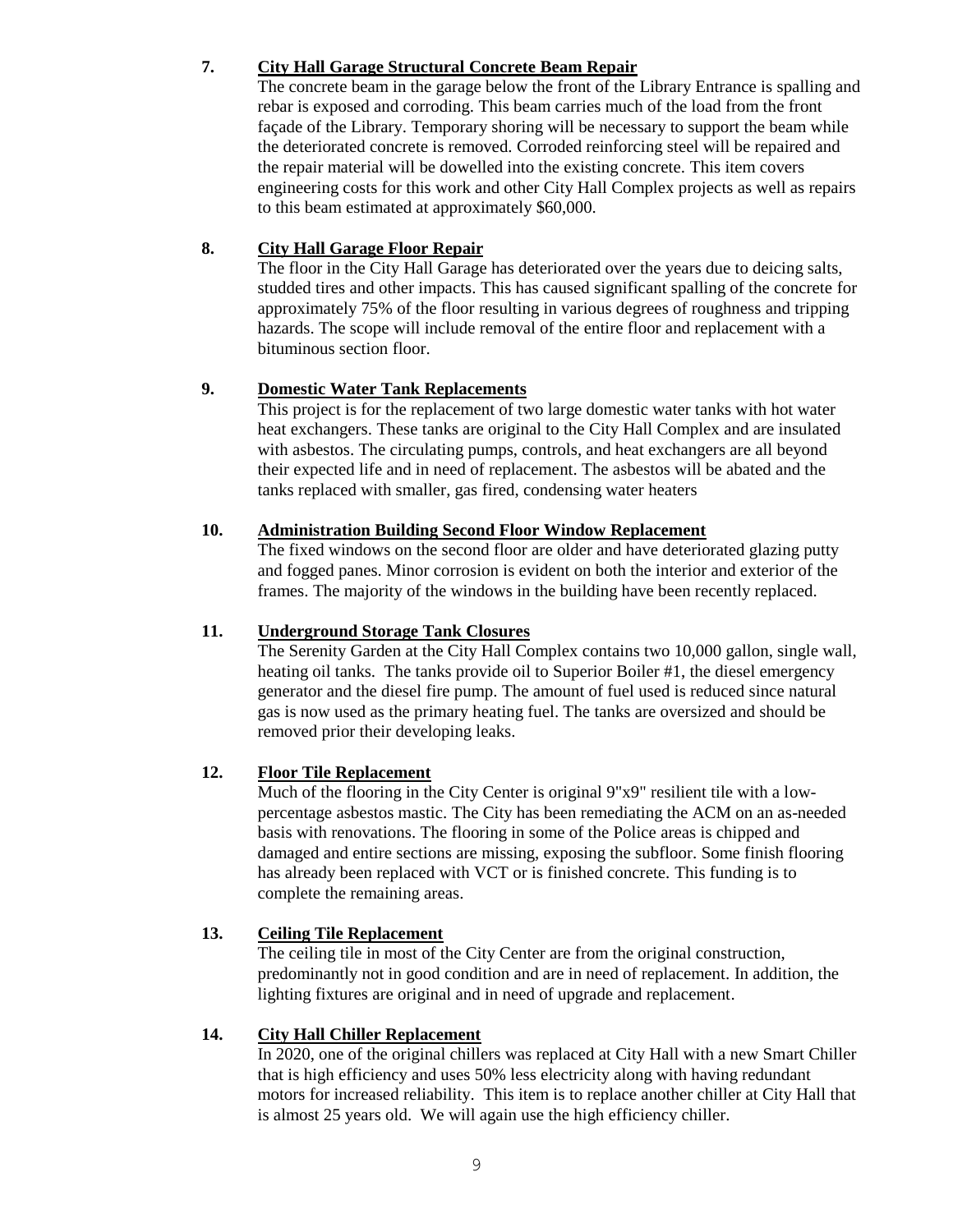**7. <u>City Hall Garage Structural Concrete Beam Repair</u>**

The concrete beam in the garage below the front of the Library Entrance is spalling and rebar is exposed and corroding. This beam carries much of the load from the front façade of the Library. Temporary shoring will be necessary to support the beam while the deteriorated concrete is removed. Corroded reinforcing steel will be repaired and the repair material will be dowelled into the existing concrete. This item covers engineering costs for this work and other City Hall Complex projects as well as repairs to this beam estimated at approximately $60,000.

**8. <u>City Hall Garage Floor Repair</u>**

The floor in the City Hall Garage has deteriorated over the years due to deicing salts, studded tires and other impacts. This has caused significant spalling of the concrete for approximately 75% of the floor resulting in various degrees of roughness and tripping hazards. The scope will include removal of the entire floor and replacement with a bituminous section floor.

**9. <u>Domestic Water Tank Replacements</u>**

This project is for the replacement of two large domestic water tanks with hot water heat exchangers. These tanks are original to the City Hall Complex and are insulated with asbestos. The circulating pumps, controls, and heat exchangers are all beyond their expected life and in need of replacement. The asbestos will be abated and the tanks replaced with smaller, gas fired, condensing water heaters

**10. <u>Administration Building Second Floor Window Replacement</u>**

The fixed windows on the second floor are older and have deteriorated glazing putty and fogged panes. Minor corrosion is evident on both the interior and exterior of the frames. The majority of the windows in the building have been recently replaced.

**11. <u>Underground Storage Tank Closures</u>**

The Serenity Garden at the City Hall Complex contains two 10,000 gallon, single wall, heating oil tanks. The tanks provide oil to Superior Boiler #1, the diesel emergency generator and the diesel fire pump. The amount of fuel used is reduced since natural gas is now used as the primary heating fuel. The tanks are oversized and should be removed prior their developing leaks.

**12. <u>Floor Tile Replacement</u>**

Much of the flooring in the City Center is original 9"x9" resilient tile with a low-percentage asbestos mastic. The City has been remediating the ACM on an as-needed basis with renovations. The flooring in some of the Police areas is chipped and damaged and entire sections are missing, exposing the subfloor. Some finish flooring has already been replaced with VCT or is finished concrete. This funding is to complete the remaining areas.

**13. <u>Ceiling Tile Replacement</u>**

The ceiling tile in most of the City Center are from the original construction, predominantly not in good condition and are in need of replacement. In addition, the lighting fixtures are original and in need of upgrade and replacement.

**14. <u>City Hall Chiller Replacement</u>**

In 2020, one of the original chillers was replaced at City Hall with a new Smart Chiller that is high efficiency and uses 50% less electricity along with having redundant motors for increased reliability. This item is to replace another chiller at City Hall that is almost 25 years old. We will again use the high efficiency chiller.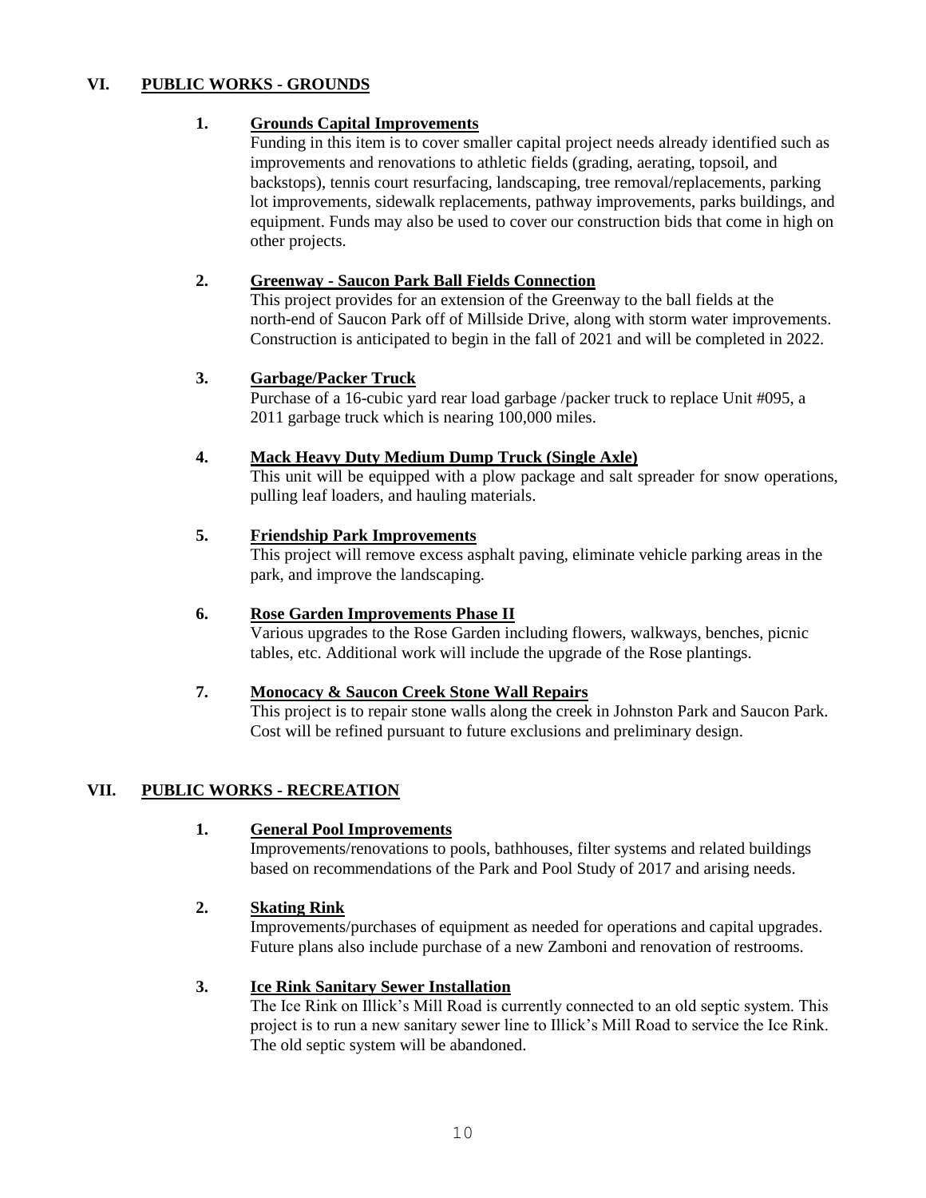## VI. PUBLIC WORKS - GROUNDS

### 1. Grounds Capital Improvements

Funding in this item is to cover smaller capital project needs already identified such as improvements and renovations to athletic fields (grading, aerating, topsoil, and backstops), tennis court resurfacing, landscaping, tree removal/replacements, parking lot improvements, sidewalk replacements, pathway improvements, parks buildings, and equipment. Funds may also be used to cover our construction bids that come in high on other projects.

### 2. Greenway - Saucon Park Ball Fields Connection

This project provides for an extension of the Greenway to the ball fields at the north-end of Saucon Park off of Millside Drive, along with storm water improvements. Construction is anticipated to begin in the fall of 2021 and will be completed in 2022.

### 3. Garbage/Packer Truck

Purchase of a 16-cubic yard rear load garbage /packer truck to replace Unit #095, a 2011 garbage truck which is nearing 100,000 miles.

### 4. Mack Heavy Duty Medium Dump Truck (Single Axle)

This unit will be equipped with a plow package and salt spreader for snow operations, pulling leaf loaders, and hauling materials.

### 5. Friendship Park Improvements

This project will remove excess asphalt paving, eliminate vehicle parking areas in the park, and improve the landscaping.

### 6. Rose Garden Improvements Phase II

Various upgrades to the Rose Garden including flowers, walkways, benches, picnic tables, etc. Additional work will include the upgrade of the Rose plantings.

### 7. Monocacy & Saucon Creek Stone Wall Repairs

This project is to repair stone walls along the creek in Johnston Park and Saucon Park. Cost will be refined pursuant to future exclusions and preliminary design.

## VII. PUBLIC WORKS - RECREATION

### 1. General Pool Improvements

Improvements/renovations to pools, bathhouses, filter systems and related buildings based on recommendations of the Park and Pool Study of 2017 and arising needs.

### 2. Skating Rink

Improvements/purchases of equipment as needed for operations and capital upgrades. Future plans also include purchase of a new Zamboni and renovation of restrooms.

### 3. Ice Rink Sanitary Sewer Installation

The Ice Rink on Illick's Mill Road is currently connected to an old septic system. This project is to run a new sanitary sewer line to Illick's Mill Road to service the Ice Rink. The old septic system will be abandoned.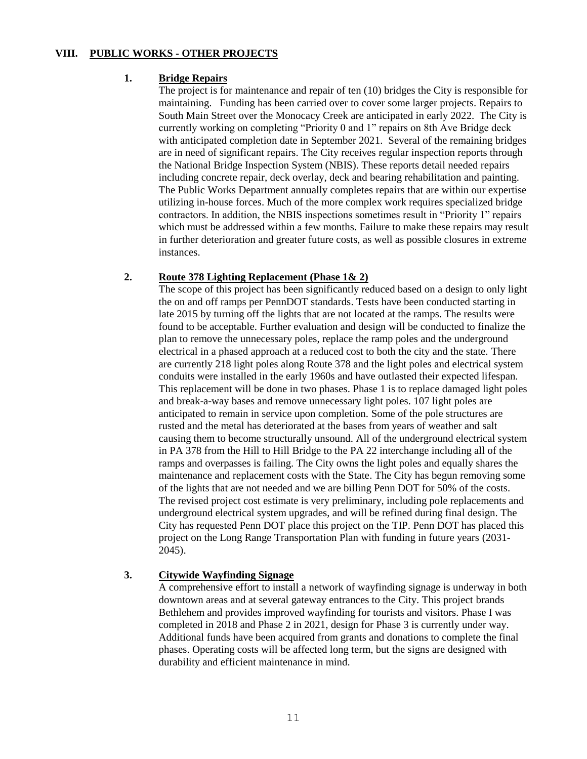## VIII. PUBLIC WORKS - OTHER PROJECTS

### 1. Bridge Repairs

The project is for maintenance and repair of ten (10) bridges the City is responsible for maintaining. Funding has been carried over to cover some larger projects. Repairs to South Main Street over the Monocacy Creek are anticipated in early 2022. The City is currently working on completing "Priority 0 and 1" repairs on 8th Ave Bridge deck with anticipated completion date in September 2021. Several of the remaining bridges are in need of significant repairs. The City receives regular inspection reports through the National Bridge Inspection System (NBIS). These reports detail needed repairs including concrete repair, deck overlay, deck and bearing rehabilitation and painting. The Public Works Department annually completes repairs that are within our expertise utilizing in-house forces. Much of the more complex work requires specialized bridge contractors. In addition, the NBIS inspections sometimes result in "Priority 1" repairs which must be addressed within a few months. Failure to make these repairs may result in further deterioration and greater future costs, as well as possible closures in extreme instances.

### 2. Route 378 Lighting Replacement (Phase 1& 2)

The scope of this project has been significantly reduced based on a design to only light the on and off ramps per PennDOT standards. Tests have been conducted starting in late 2015 by turning off the lights that are not located at the ramps. The results were found to be acceptable. Further evaluation and design will be conducted to finalize the plan to remove the unnecessary poles, replace the ramp poles and the underground electrical in a phased approach at a reduced cost to both the city and the state. There are currently 218 light poles along Route 378 and the light poles and electrical system conduits were installed in the early 1960s and have outlasted their expected lifespan. This replacement will be done in two phases. Phase 1 is to replace damaged light poles and break-a-way bases and remove unnecessary light poles. 107 light poles are anticipated to remain in service upon completion. Some of the pole structures are rusted and the metal has deteriorated at the bases from years of weather and salt causing them to become structurally unsound. All of the underground electrical system in PA 378 from the Hill to Hill Bridge to the PA 22 interchange including all of the ramps and overpasses is failing. The City owns the light poles and equally shares the maintenance and replacement costs with the State. The City has begun removing some of the lights that are not needed and we are billing Penn DOT for 50% of the costs. The revised project cost estimate is very preliminary, including pole replacements and underground electrical system upgrades, and will be refined during final design. The City has requested Penn DOT place this project on the TIP. Penn DOT has placed this project on the Long Range Transportation Plan with funding in future years (2031-2045).

### 3. Citywide Wayfinding Signage

A comprehensive effort to install a network of wayfinding signage is underway in both downtown areas and at several gateway entrances to the City. This project brands Bethlehem and provides improved wayfinding for tourists and visitors. Phase I was completed in 2018 and Phase 2 in 2021, design for Phase 3 is currently under way. Additional funds have been acquired from grants and donations to complete the final phases. Operating costs will be affected long term, but the signs are designed with durability and efficient maintenance in mind.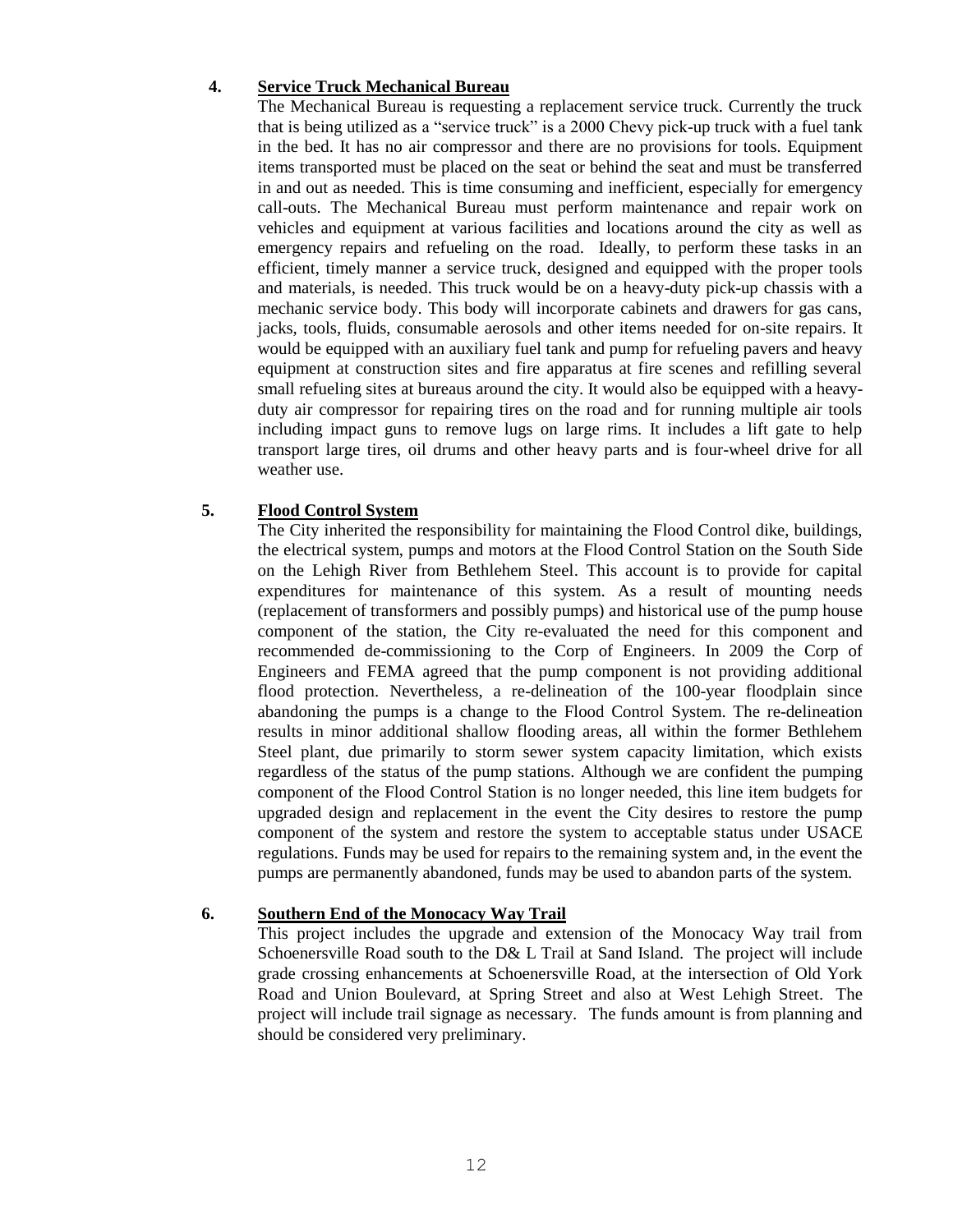4. **Service Truck Mechanical Bureau**

The Mechanical Bureau is requesting a replacement service truck. Currently the truck that is being utilized as a "service truck" is a 2000 Chevy pick-up truck with a fuel tank in the bed. It has no air compressor and there are no provisions for tools. Equipment items transported must be placed on the seat or behind the seat and must be transferred in and out as needed. This is time consuming and inefficient, especially for emergency call-outs. The Mechanical Bureau must perform maintenance and repair work on vehicles and equipment at various facilities and locations around the city as well as emergency repairs and refueling on the road. Ideally, to perform these tasks in an efficient, timely manner a service truck, designed and equipped with the proper tools and materials, is needed. This truck would be on a heavy-duty pick-up chassis with a mechanic service body. This body will incorporate cabinets and drawers for gas cans, jacks, tools, fluids, consumable aerosols and other items needed for on-site repairs. It would be equipped with an auxiliary fuel tank and pump for refueling pavers and heavy equipment at construction sites and fire apparatus at fire scenes and refilling several small refueling sites at bureaus around the city. It would also be equipped with a heavy-duty air compressor for repairing tires on the road and for running multiple air tools including impact guns to remove lugs on large rims. It includes a lift gate to help transport large tires, oil drums and other heavy parts and is four-wheel drive for all weather use.

5. **Flood Control System**

The City inherited the responsibility for maintaining the Flood Control dike, buildings, the electrical system, pumps and motors at the Flood Control Station on the South Side on the Lehigh River from Bethlehem Steel. This account is to provide for capital expenditures for maintenance of this system. As a result of mounting needs (replacement of transformers and possibly pumps) and historical use of the pump house component of the station, the City re-evaluated the need for this component and recommended de-commissioning to the Corp of Engineers. In 2009 the Corp of Engineers and FEMA agreed that the pump component is not providing additional flood protection. Nevertheless, a re-delineation of the 100-year floodplain since abandoning the pumps is a change to the Flood Control System. The re-delineation results in minor additional shallow flooding areas, all within the former Bethlehem Steel plant, due primarily to storm sewer system capacity limitation, which exists regardless of the status of the pump stations. Although we are confident the pumping component of the Flood Control Station is no longer needed, this line item budgets for upgraded design and replacement in the event the City desires to restore the pump component of the system and restore the system to acceptable status under USACE regulations. Funds may be used for repairs to the remaining system and, in the event the pumps are permanently abandoned, funds may be used to abandon parts of the system.

6. **Southern End of the Monocacy Way Trail**

This project includes the upgrade and extension of the Monocacy Way trail from Schoenersville Road south to the D& L Trail at Sand Island. The project will include grade crossing enhancements at Schoenersville Road, at the intersection of Old York Road and Union Boulevard, at Spring Street and also at West Lehigh Street. The project will include trail signage as necessary. The funds amount is from planning and should be considered very preliminary.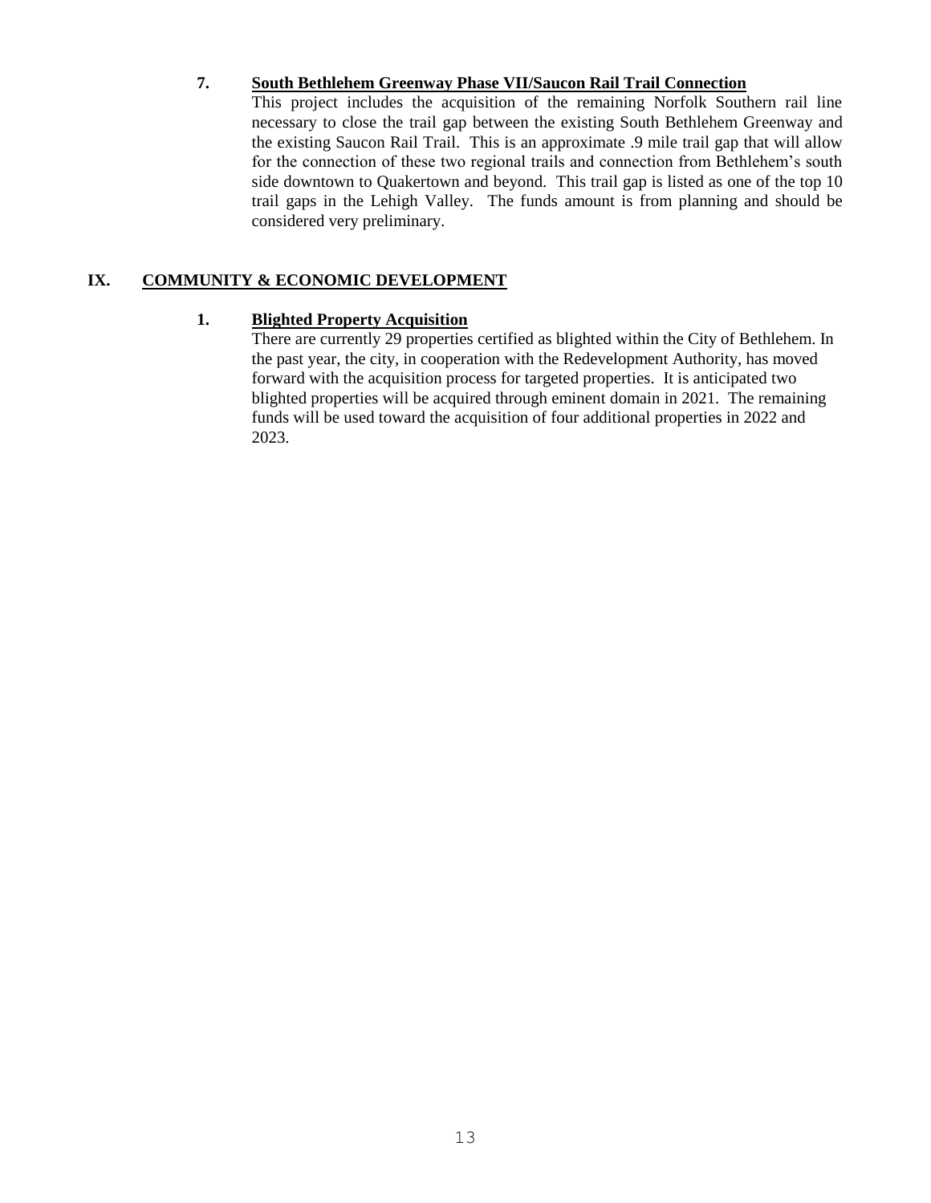**7. South Bethlehem Greenway Phase VII/Saucon Rail Trail Connection**

This project includes the acquisition of the remaining Norfolk Southern rail line necessary to close the trail gap between the existing South Bethlehem Greenway and the existing Saucon Rail Trail. This is an approximate .9 mile trail gap that will allow for the connection of these two regional trails and connection from Bethlehem's south side downtown to Quakertown and beyond. This trail gap is listed as one of the top 10 trail gaps in the Lehigh Valley. The funds amount is from planning and should be considered very preliminary.

## IX. COMMUNITY & ECONOMIC DEVELOPMENT

**1. Blighted Property Acquisition**

There are currently 29 properties certified as blighted within the City of Bethlehem. In the past year, the city, in cooperation with the Redevelopment Authority, has moved forward with the acquisition process for targeted properties. It is anticipated two blighted properties will be acquired through eminent domain in 2021. The remaining funds will be used toward the acquisition of four additional properties in 2022 and 2023.